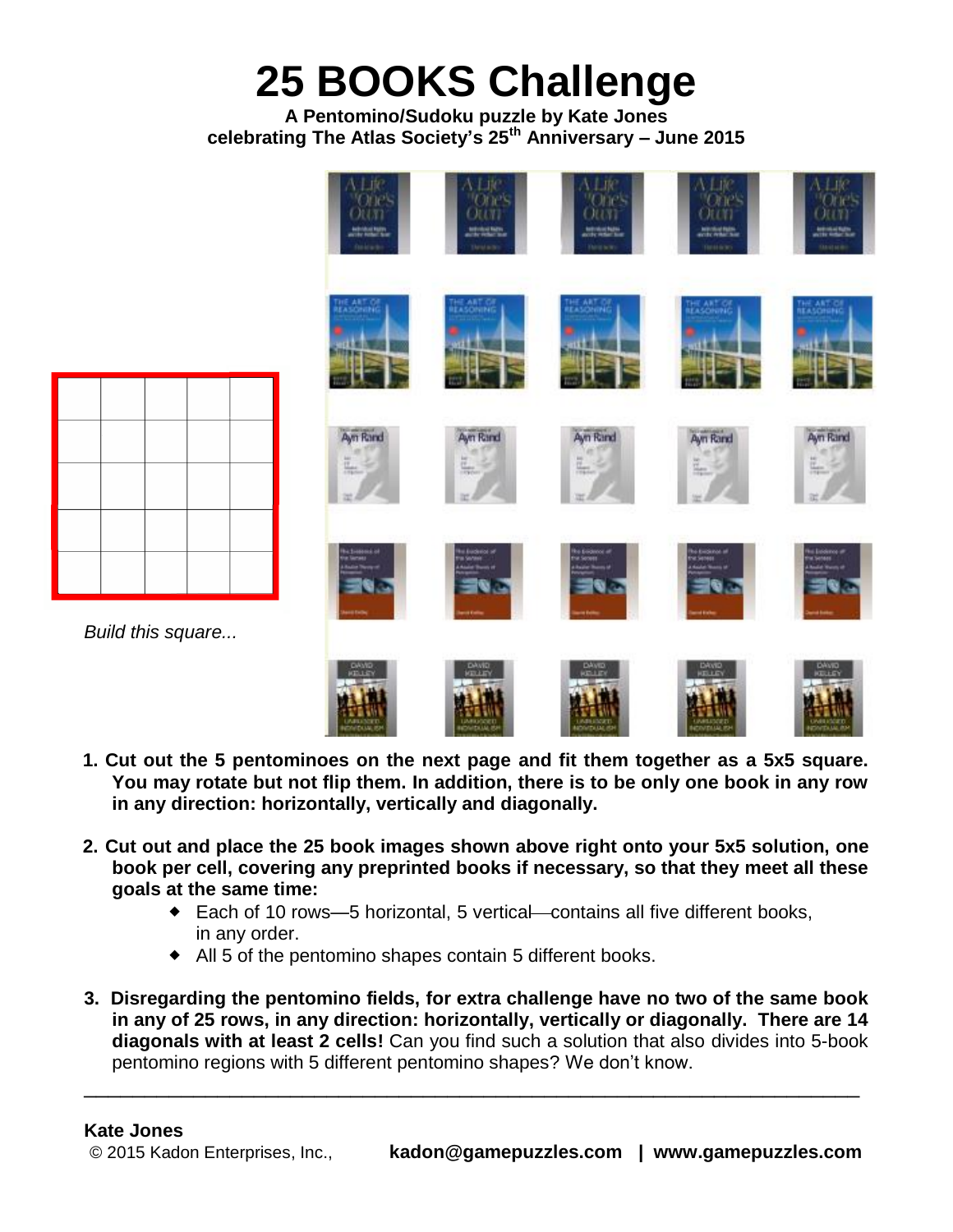# 25 BOOKS Challenge

**A Pentomino/Sudoku puzzle by Kate Jones**
**celebrating The Atlas Society's 25th Anniversary – June 2015**

*Build this square...*

1. **Cut out the 5 pentominoes on the next page and fit them together as a 5x5 square. You may rotate but not flip them. In addition, there is to be only one book in any row in any direction: horizontally, vertically and diagonally.**

2. **Cut out and place the 25 book images shown above right onto your 5x5 solution, one book per cell, covering any preprinted books if necessary, so that they meet all these goals at the same time:**
   - Each of 10 rows—5 horizontal, 5 vertical—contains all five different books, in any order.
   - All 5 of the pentomino shapes contain 5 different books.

3. **Disregarding the pentomino fields, for extra challenge have no two of the same book in any of 25 rows, in any direction: horizontally, vertically or diagonally. There are 14 diagonals with at least 2 cells!** Can you find such a solution that also divides into 5-book pentomino regions with 5 different pentomino shapes? We don't know.

---

**Kate Jones**
© 2015 Kadon Enterprises, Inc., **kadon@gamepuzzles.com | www.gamepuzzles.com**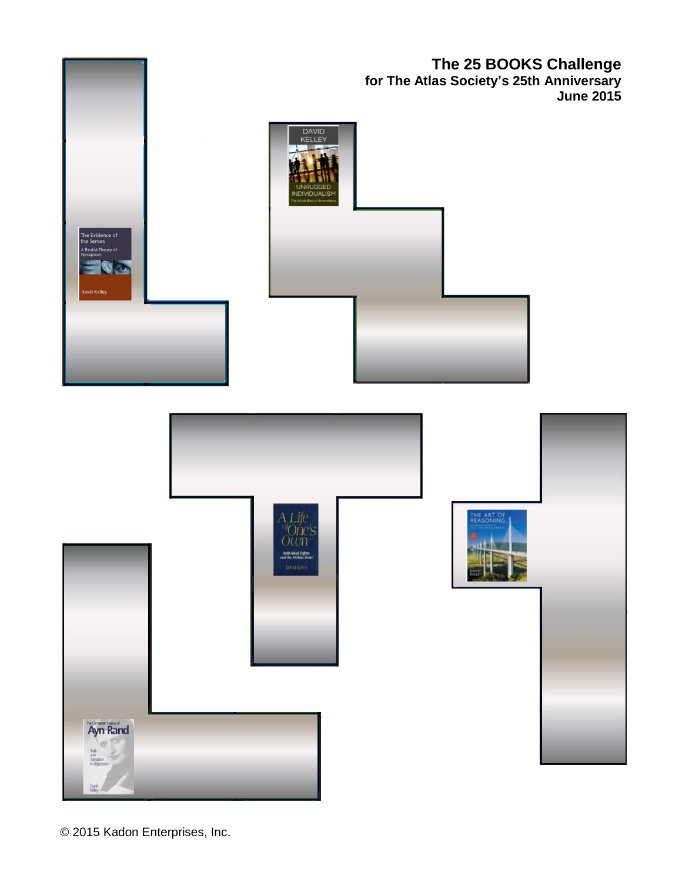**The 25 BOOKS Challenge**
**for The Atlas Society's 25th Anniversary**
**June 2015**

© 2015 Kadon Enterprises, Inc.